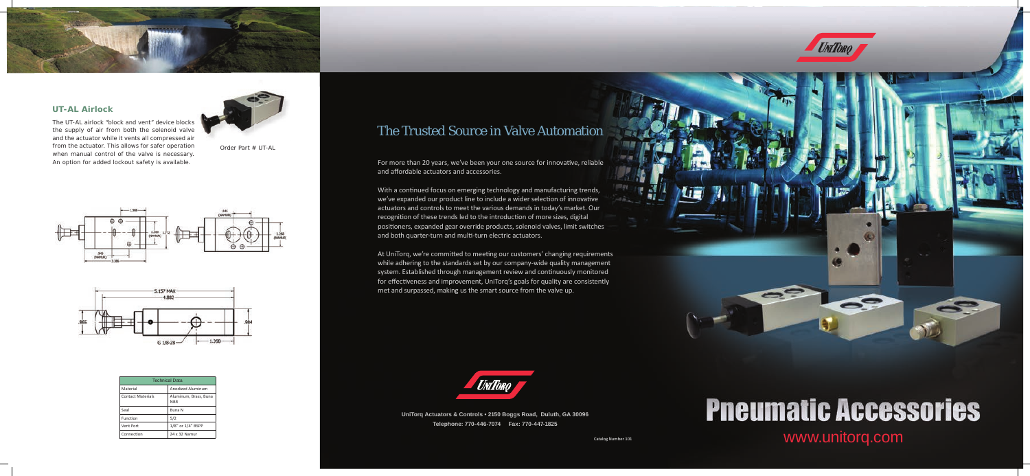## UT-AL Airlock

The UT-AL airlock "block and vent" device blocks the supply of air from both the solenoid valve and the actuator while it vents all compressed air from the actuator. This allows for safer operation when manual control of the valve is necessary. An option for added lockout safety is available.

Order Part # UT-AL

| Technical Data | |
|---|---|
| Material | Anodized Aluminum |
| Contact Materials | Aluminum, Brass, Buna NBR |
| Seal | Buna N |
| Function | 5/2 |
| Vent Port | 1/8" or 1/4" BSPP |
| Connection | 24 x 32 Namur |

# The Trusted Source in Valve Automation

For more than 20 years, we've been your one source for innovative, reliable and affordable actuators and accessories.

With a continued focus on emerging technology and manufacturing trends, we've expanded our product line to include a wider selection of innovative actuators and controls to meet the various demands in today's market. Our recognition of these trends led to the introduction of more sizes, digital positioners, expanded gear override products, solenoid valves, limit switches and both quarter-turn and multi-turn electric actuators.

At UniTorq, we're committed to meeting our customers' changing requirements while adhering to the standards set by our company-wide quality management system. Established through management review and continuously monitored for effectiveness and improvement, UniTorq's goals for quality are consistently met and surpassed, making us the smart source from the valve up.

**UniTorq Actuators & Controls • 2150 Boggs Road, Duluth, GA 30096**
**Telephone: 770-446-7074 Fax: 770-447-1825**

Catalog Number 101

# Pneumatic Accessories

www.unitorq.com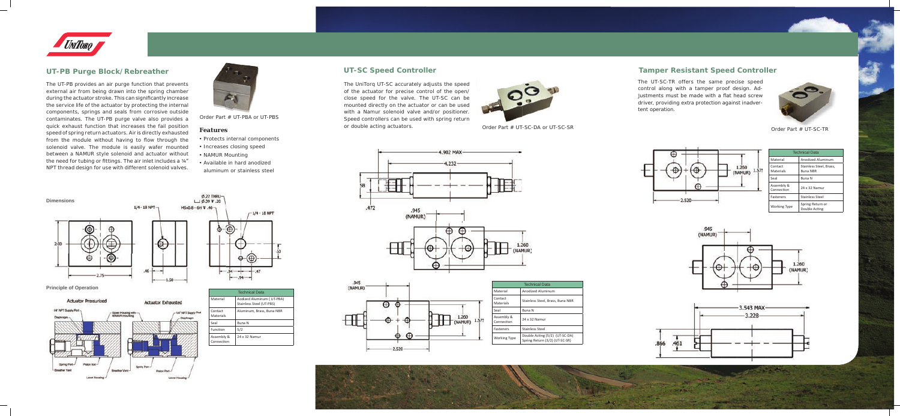## UT-PB Purge Block/Rebreather

The UT-PB provides an air purge function that prevents external air from being drawn into the spring chamber during the actuator stroke. This can significantly increase the service life of the actuator by protecting the internal components, springs and seals from corrosive outside contaminates. The UT-PB purge valve also provides a quick exhaust function that increases the fail position speed of spring return actuators. Air is directly exhausted from the module without having to flow through the solenoid valve. The module is easily wafer mounted between a NAMUR style solenoid and actuator without the need for tubing or fittings. The air inlet includes a ¼" NPT thread design for use with different solenoid valves.

Order Part # UT-PBA or UT-PBS

### Features

- Protects internal components
- Increases closing speed
- NAMUR Mounting
- Available in hard anodized aluminum or stainless steel

**Dimensions**

1/4 - 18 NPT
Ø.22 THRU
⌴ Ø.39 ↧ .20
M5x0.8 - 6H ↧ .40
1/4 - 18 NPT
2.00
2.75
.46
1.50
.53
.94
.47
.94

**Principle of Operation**

Actuator Pressurized
Actuator Exhausted
1/4" NPT Supply Port
Diaphragm
Upper Housing with NAMUR mounting
1/4" NPT Supply Port
Diaphragm
Spring Port
Piston Port
Breather Vent
Lower Housing
Spring Port
Breather Vent
Piston Port
Lower Housing

| Technical Data | |
|---|---|
| Material | Aodized Aluminum ( UT-PBA) Stainless Steel (UT-PBS) |
| Contact Materials | Aluminum, Brass, Buna NBR |
| Seal | Buna N |
| Function | 5/2 |
| Assembly & Connection | 24 x 32 Namur |

## UT-SC Speed Controller

The UniTorq UT-SC accurately adjusts the speed of the actuator for precise control of the open/close speed for the valve. The UT-SC can be mounted directly on the actuator or can be used with a Namur solenoid valve and/or positioner. Speed controllers can be used with spring return or double acting actuators.

Order Part # UT-SC-DA or UT-SC-SR

4.902 MAX
4.232
.58
.472
.945 (NAMUR)
1.260 (NAMUR)
.945 (NAMUR)
1.260 (NAMUR)
1.575
2.520

| Technical Data | |
|---|---|
| Material | Anodized Aluminum |
| Contact Materials | Stainless Steel, Brass, Buna NBR |
| Seal | Buna N |
| Assembly & Connection | 24 x 32 Namur |
| Fasteners | Stainless Steel |
| Working Type | Double Acting (5/2) (UT-SC-DA) Spring Return (3/2) (UT-SC-SR) |

## Tamper Resistant Speed Controller

The UT-SC-TR offers the same precise speed control along with a tamper proof design. Adjustments must be made with a flat head screw driver, providing extra protection against inadvertent operation.

Order Part # UT-SC-TR

1.260 (NAMUR)
1.575
2.520

| Technical Data | |
|---|---|
| Material | Anodized Aluminum |
| Contact Materials | Stainless Steel, Brass, Buna NBR |
| Seal | Buna N |
| Assembly & Connection | 24 x 32 Namur |
| Fasteners | Stainless Steel |
| Working Type | Spring Return or Double Acting |

.945 (NAMUR)
1.260 (NAMUR)
3.543 MAX
3.228
.866
.461